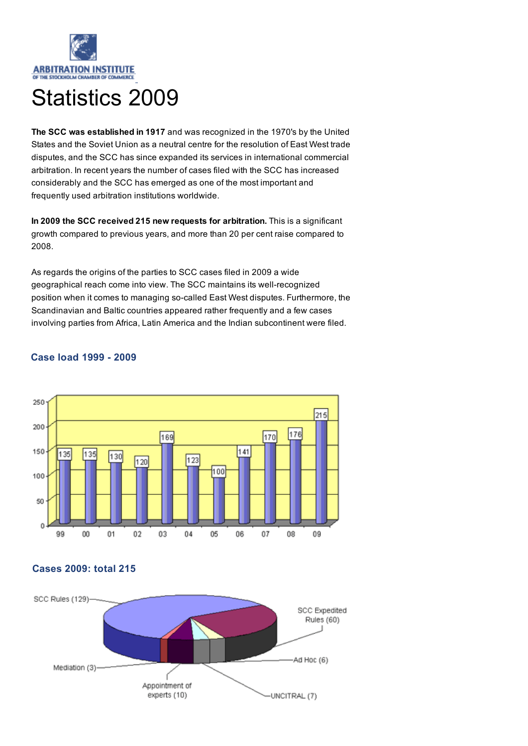ARBITRATION INSTITUTE
OF THE STOCKHOLM CHAMBER OF COMMERCE

# Statistics 2009

**The SCC was established in 1917** and was recognized in the 1970's by the United States and the Soviet Union as a neutral centre for the resolution of East West trade disputes, and the SCC has since expanded its services in international commercial arbitration. In recent years the number of cases filed with the SCC has increased considerably and the SCC has emerged as one of the most important and frequently used arbitration institutions worldwide.

**In 2009 the SCC received 215 new requests for arbitration.** This is a significant growth compared to previous years, and more than 20 per cent raise compared to 2008.

As regards the origins of the parties to SCC cases filed in 2009 a wide geographical reach come into view. The SCC maintains its well-recognized position when it comes to managing so-called East West disputes. Furthermore, the Scandinavian and Baltic countries appeared rather frequently and a few cases involving parties from Africa, Latin America and the Indian subcontinent were filed.

## Case load 1999 - 2009

| Year | 99 | 00 | 01 | 02 | 03 | 04 | 05 | 06 | 07 | 08 | 09 |
|---|---|---|---|---|---|---|---|---|---|---|---|
| Cases | 135 | 135 | 130 | 120 | 169 | 123 | 100 | 141 | 170 | 176 | 215 |

## Cases 2009: total 215

| Category | Cases |
|---|---|
| SCC Rules | 129 |
| SCC Expedited Rules | 60 |
| Ad Hoc | 6 |
| UNCITRAL | 7 |
| Appointment of experts | 10 |
| Mediation | 3 |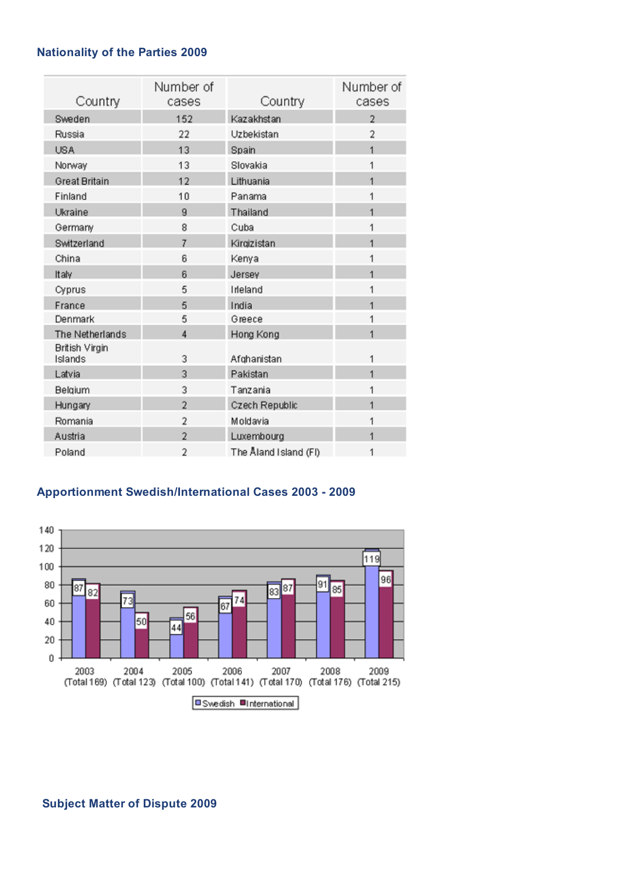## Nationality of the Parties 2009

| Country | Number of cases | Country | Number of cases |
|---|---|---|---|
| Sweden | 152 | Kazakhstan | 2 |
| Russia | 22 | Uzbekistan | 2 |
| USA | 13 | Spain | 1 |
| Norway | 13 | Slovakia | 1 |
| Great Britain | 12 | Lithuania | 1 |
| Finland | 10 | Panama | 1 |
| Ukraine | 9 | Thailand | 1 |
| Germany | 8 | Cuba | 1 |
| Switzerland | 7 | Kirgizistan | 1 |
| China | 6 | Kenya | 1 |
| Italy | 6 | Jersey | 1 |
| Cyprus | 5 | Irleland | 1 |
| France | 5 | India | 1 |
| Denmark | 5 | Greece | 1 |
| The Netherlands | 4 | Hong Kong | 1 |
| British Virgin Islands | 3 | Afghanistan | 1 |
| Latvia | 3 | Pakistan | 1 |
| Belgium | 3 | Tanzania | 1 |
| Hungary | 2 | Czech Republic | 1 |
| Romania | 2 | Moldavia | 1 |
| Austria | 2 | Luxembourg | 1 |
| Poland | 2 | The Åland Island (FI) | 1 |

## Apportionment Swedish/International Cases 2003 - 2009

| Year | Swedish | International |
|---|---|---|
| 2003 (Total 169) | 87 | 82 |
| 2004 (Total 123) | 73 | 50 |
| 2005 (Total 100) | 44 | 56 |
| 2006 (Total 141) | 67 | 74 |
| 2007 (Total 170) | 83 | 87 |
| 2008 (Total 176) | 91 | 85 |
| 2009 (Total 215) | 119 | 96 |

## Subject Matter of Dispute 2009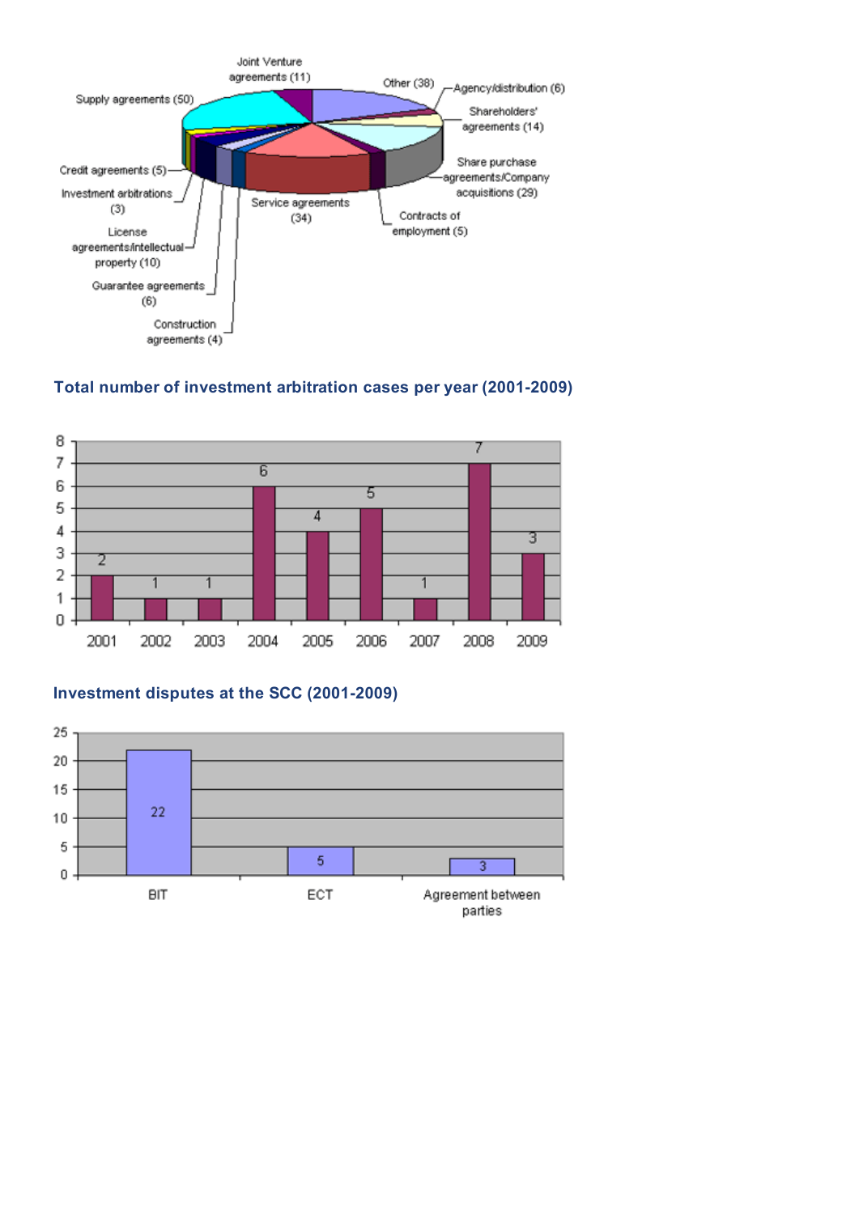Joint Venture agreements (11)
Other (38)
Agency/distribution (6)
Supply agreements (50)
Shareholders' agreements (14)
Credit agreements (5)
Share purchase agreements/Company acquisitions (29)
Investment arbitrations (3)
Service agreements (34)
Contracts of employment (5)
License agreements/intellectual property (10)
Guarantee agreements (6)
Construction agreements (4)

## Total number of investment arbitration cases per year (2001-2009)

8
7
6
5
4
3
2
1
0

2 1 1 6 4 5 1 7 3

2001 2002 2003 2004 2005 2006 2007 2008 2009

## Investment disputes at the SCC (2001-2009)

25
20
15
10
5
0

22 5 3

BIT
ECT
Agreement between parties